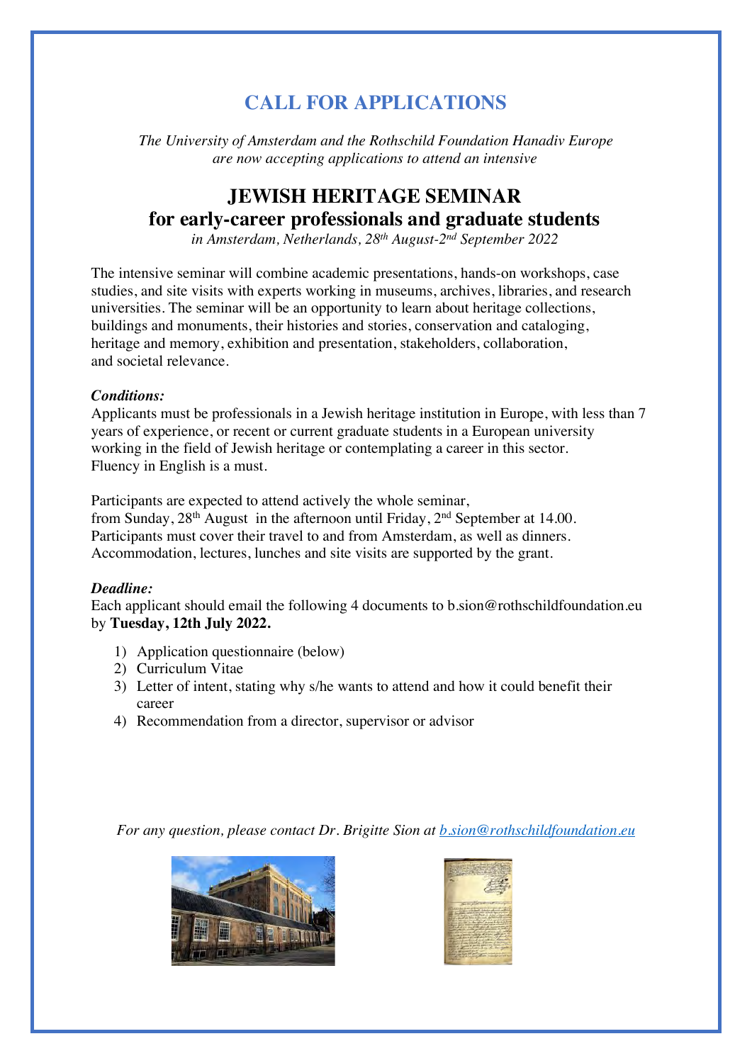# CALL FOR APPLICATIONS

*The University of Amsterdam and the Rothschild Foundation Hanadiv Europe are now accepting applications to attend an intensive*

## JEWISH HERITAGE SEMINAR for early-career professionals and graduate students

*in Amsterdam, Netherlands, 28th August-2nd September 2022*

The intensive seminar will combine academic presentations, hands-on workshops, case studies, and site visits with experts working in museums, archives, libraries, and research universities. The seminar will be an opportunity to learn about heritage collections, buildings and monuments, their histories and stories, conservation and cataloging, heritage and memory, exhibition and presentation, stakeholders, collaboration, and societal relevance.

***Conditions:***
Applicants must be professionals in a Jewish heritage institution in Europe, with less than 7 years of experience, or recent or current graduate students in a European university working in the field of Jewish heritage or contemplating a career in this sector. Fluency in English is a must.

Participants are expected to attend actively the whole seminar, from Sunday, 28th August in the afternoon until Friday, 2nd September at 14.00. Participants must cover their travel to and from Amsterdam, as well as dinners. Accommodation, lectures, lunches and site visits are supported by the grant.

***Deadline:***
Each applicant should email the following 4 documents to b.sion@rothschildfoundation.eu by **Tuesday, 12th July 2022.**

1) Application questionnaire (below)
2) Curriculum Vitae
3) Letter of intent, stating why s/he wants to attend and how it could benefit their career
4) Recommendation from a director, supervisor or advisor

*For any question, please contact Dr. Brigitte Sion at [b.sion@rothschildfoundation.eu](mailto:b.sion@rothschildfoundation.eu)*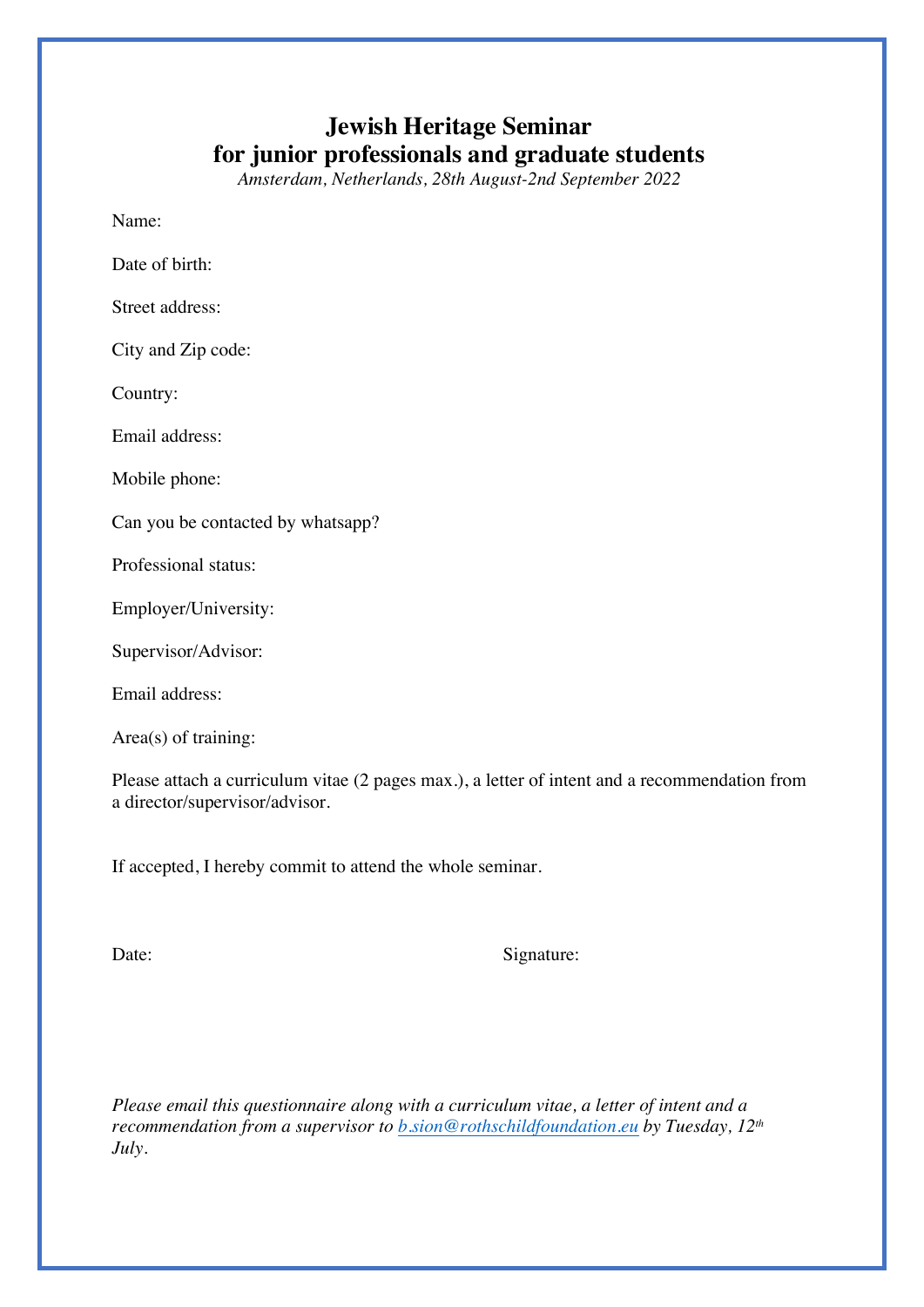# Jewish Heritage Seminar
# for junior professionals and graduate students

*Amsterdam, Netherlands, 28th August-2nd September 2022*

Name:

Date of birth:

Street address:

City and Zip code:

Country:

Email address:

Mobile phone:

Can you be contacted by whatsapp?

Professional status:

Employer/University:

Supervisor/Advisor:

Email address:

Area(s) of training:

Please attach a curriculum vitae (2 pages max.), a letter of intent and a recommendation from a director/supervisor/advisor.

If accepted, I hereby commit to attend the whole seminar.

Date: Signature:

*Please email this questionnaire along with a curriculum vitae, a letter of intent and a recommendation from a supervisor to b.sion@rothschildfoundation.eu by Tuesday, 12th July.*